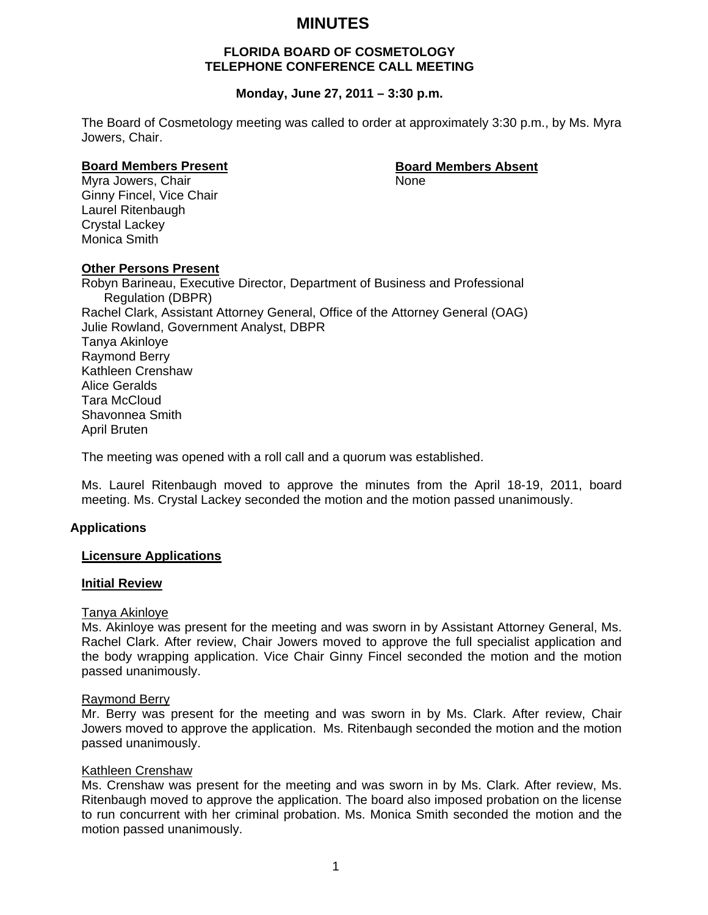# MINUTES

**FLORIDA BOARD OF COSMETOLOGY**
**TELEPHONE CONFERENCE CALL MEETING**

**Monday, June 27, 2011 – 3:30 p.m.**

The Board of Cosmetology meeting was called to order at approximately 3:30 p.m., by Ms. Myra Jowers, Chair.

**Board Members Present**

Myra Jowers, Chair
Ginny Fincel, Vice Chair
Laurel Ritenbaugh
Crystal Lackey
Monica Smith

**Board Members Absent**

None

**Other Persons Present**

Robyn Barineau, Executive Director, Department of Business and Professional Regulation (DBPR)
Rachel Clark, Assistant Attorney General, Office of the Attorney General (OAG)
Julie Rowland, Government Analyst, DBPR
Tanya Akinloye
Raymond Berry
Kathleen Crenshaw
Alice Geralds
Tara McCloud
Shavonnea Smith
April Bruten

The meeting was opened with a roll call and a quorum was established.

Ms. Laurel Ritenbaugh moved to approve the minutes from the April 18-19, 2011, board meeting. Ms. Crystal Lackey seconded the motion and the motion passed unanimously.

## Applications

### Licensure Applications

### Initial Review

Tanya Akinloye

Ms. Akinloye was present for the meeting and was sworn in by Assistant Attorney General, Ms. Rachel Clark. After review, Chair Jowers moved to approve the full specialist application and the body wrapping application. Vice Chair Ginny Fincel seconded the motion and the motion passed unanimously.

Raymond Berry

Mr. Berry was present for the meeting and was sworn in by Ms. Clark. After review, Chair Jowers moved to approve the application. Ms. Ritenbaugh seconded the motion and the motion passed unanimously.

Kathleen Crenshaw

Ms. Crenshaw was present for the meeting and was sworn in by Ms. Clark. After review, Ms. Ritenbaugh moved to approve the application. The board also imposed probation on the license to run concurrent with her criminal probation. Ms. Monica Smith seconded the motion and the motion passed unanimously.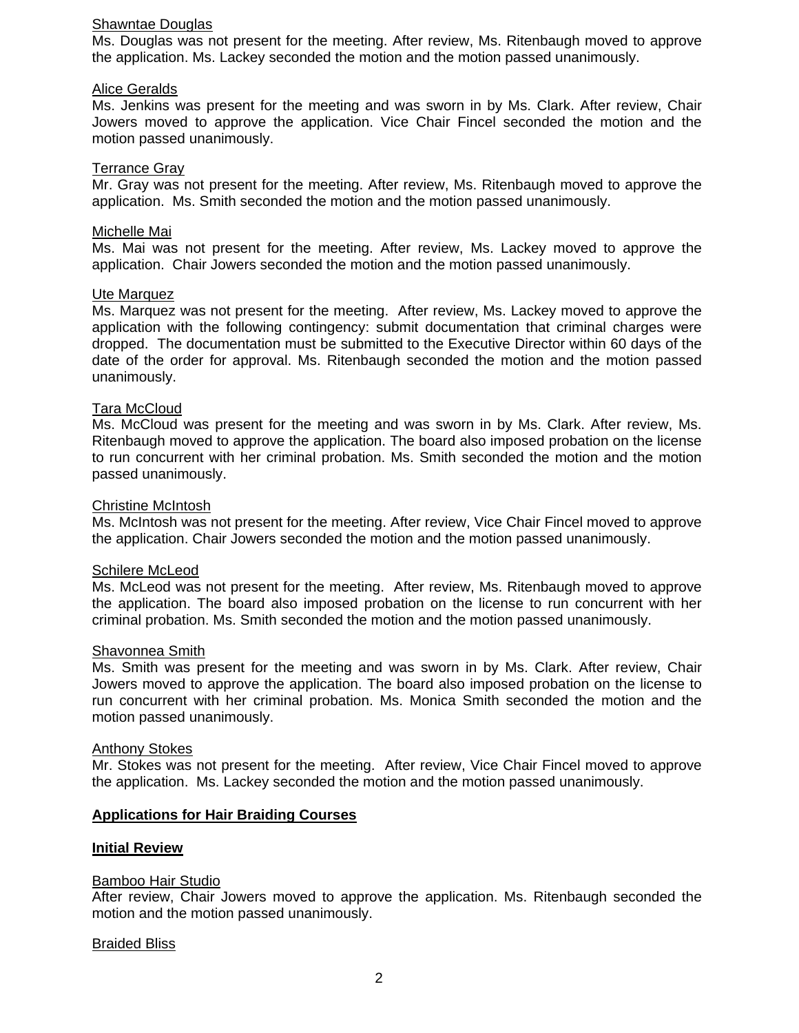Shawntae Douglas

Ms. Douglas was not present for the meeting. After review, Ms. Ritenbaugh moved to approve the application. Ms. Lackey seconded the motion and the motion passed unanimously.

Alice Geralds

Ms. Jenkins was present for the meeting and was sworn in by Ms. Clark. After review, Chair Jowers moved to approve the application. Vice Chair Fincel seconded the motion and the motion passed unanimously.

Terrance Gray

Mr. Gray was not present for the meeting. After review, Ms. Ritenbaugh moved to approve the application. Ms. Smith seconded the motion and the motion passed unanimously.

Michelle Mai

Ms. Mai was not present for the meeting. After review, Ms. Lackey moved to approve the application. Chair Jowers seconded the motion and the motion passed unanimously.

Ute Marquez

Ms. Marquez was not present for the meeting. After review, Ms. Lackey moved to approve the application with the following contingency: submit documentation that criminal charges were dropped. The documentation must be submitted to the Executive Director within 60 days of the date of the order for approval. Ms. Ritenbaugh seconded the motion and the motion passed unanimously.

Tara McCloud

Ms. McCloud was present for the meeting and was sworn in by Ms. Clark. After review, Ms. Ritenbaugh moved to approve the application. The board also imposed probation on the license to run concurrent with her criminal probation. Ms. Smith seconded the motion and the motion passed unanimously.

Christine McIntosh

Ms. McIntosh was not present for the meeting. After review, Vice Chair Fincel moved to approve the application. Chair Jowers seconded the motion and the motion passed unanimously.

Schilere McLeod

Ms. McLeod was not present for the meeting. After review, Ms. Ritenbaugh moved to approve the application. The board also imposed probation on the license to run concurrent with her criminal probation. Ms. Smith seconded the motion and the motion passed unanimously.

Shavonnea Smith

Ms. Smith was present for the meeting and was sworn in by Ms. Clark. After review, Chair Jowers moved to approve the application. The board also imposed probation on the license to run concurrent with her criminal probation. Ms. Monica Smith seconded the motion and the motion passed unanimously.

Anthony Stokes

Mr. Stokes was not present for the meeting. After review, Vice Chair Fincel moved to approve the application. Ms. Lackey seconded the motion and the motion passed unanimously.

**Applications for Hair Braiding Courses**

**Initial Review**

Bamboo Hair Studio

After review, Chair Jowers moved to approve the application. Ms. Ritenbaugh seconded the motion and the motion passed unanimously.

Braided Bliss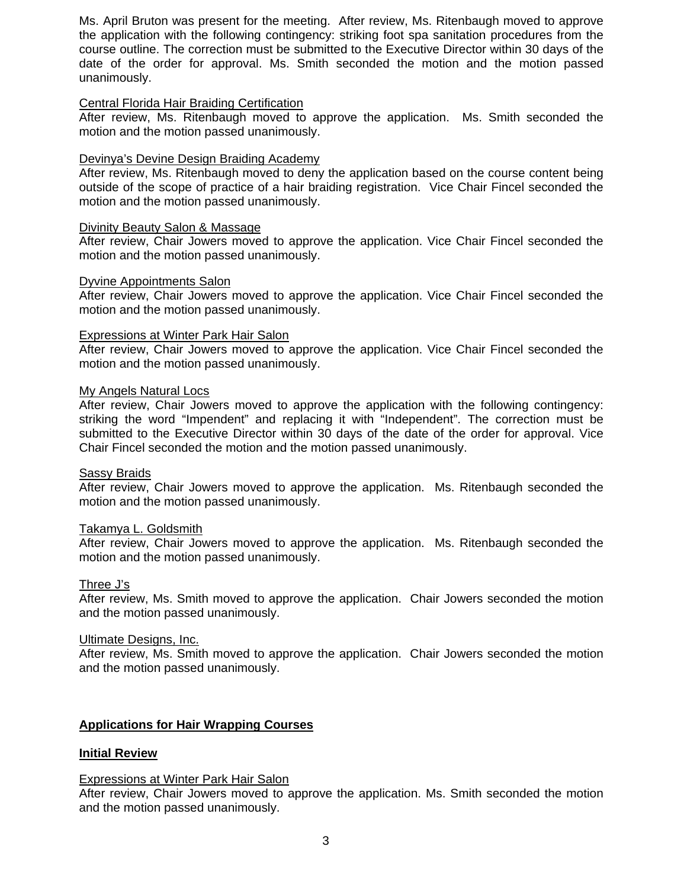Ms. April Bruton was present for the meeting. After review, Ms. Ritenbaugh moved to approve the application with the following contingency: striking foot spa sanitation procedures from the course outline. The correction must be submitted to the Executive Director within 30 days of the date of the order for approval. Ms. Smith seconded the motion and the motion passed unanimously.

<u>Central Florida Hair Braiding Certification</u>
After review, Ms. Ritenbaugh moved to approve the application. Ms. Smith seconded the motion and the motion passed unanimously.

<u>Devinya's Devine Design Braiding Academy</u>
After review, Ms. Ritenbaugh moved to deny the application based on the course content being outside of the scope of practice of a hair braiding registration. Vice Chair Fincel seconded the motion and the motion passed unanimously.

<u>Divinity Beauty Salon & Massage</u>
After review, Chair Jowers moved to approve the application. Vice Chair Fincel seconded the motion and the motion passed unanimously.

<u>Dyvine Appointments Salon</u>
After review, Chair Jowers moved to approve the application. Vice Chair Fincel seconded the motion and the motion passed unanimously.

<u>Expressions at Winter Park Hair Salon</u>
After review, Chair Jowers moved to approve the application. Vice Chair Fincel seconded the motion and the motion passed unanimously.

<u>My Angels Natural Locs</u>
After review, Chair Jowers moved to approve the application with the following contingency: striking the word "Impendent" and replacing it with "Independent". The correction must be submitted to the Executive Director within 30 days of the date of the order for approval. Vice Chair Fincel seconded the motion and the motion passed unanimously.

<u>Sassy Braids</u>
After review, Chair Jowers moved to approve the application. Ms. Ritenbaugh seconded the motion and the motion passed unanimously.

<u>Takamya L. Goldsmith</u>
After review, Chair Jowers moved to approve the application. Ms. Ritenbaugh seconded the motion and the motion passed unanimously.

<u>Three J's</u>
After review, Ms. Smith moved to approve the application. Chair Jowers seconded the motion and the motion passed unanimously.

<u>Ultimate Designs, Inc.</u>
After review, Ms. Smith moved to approve the application. Chair Jowers seconded the motion and the motion passed unanimously.

## Applications for Hair Wrapping Courses

### Initial Review

<u>Expressions at Winter Park Hair Salon</u>
After review, Chair Jowers moved to approve the application. Ms. Smith seconded the motion and the motion passed unanimously.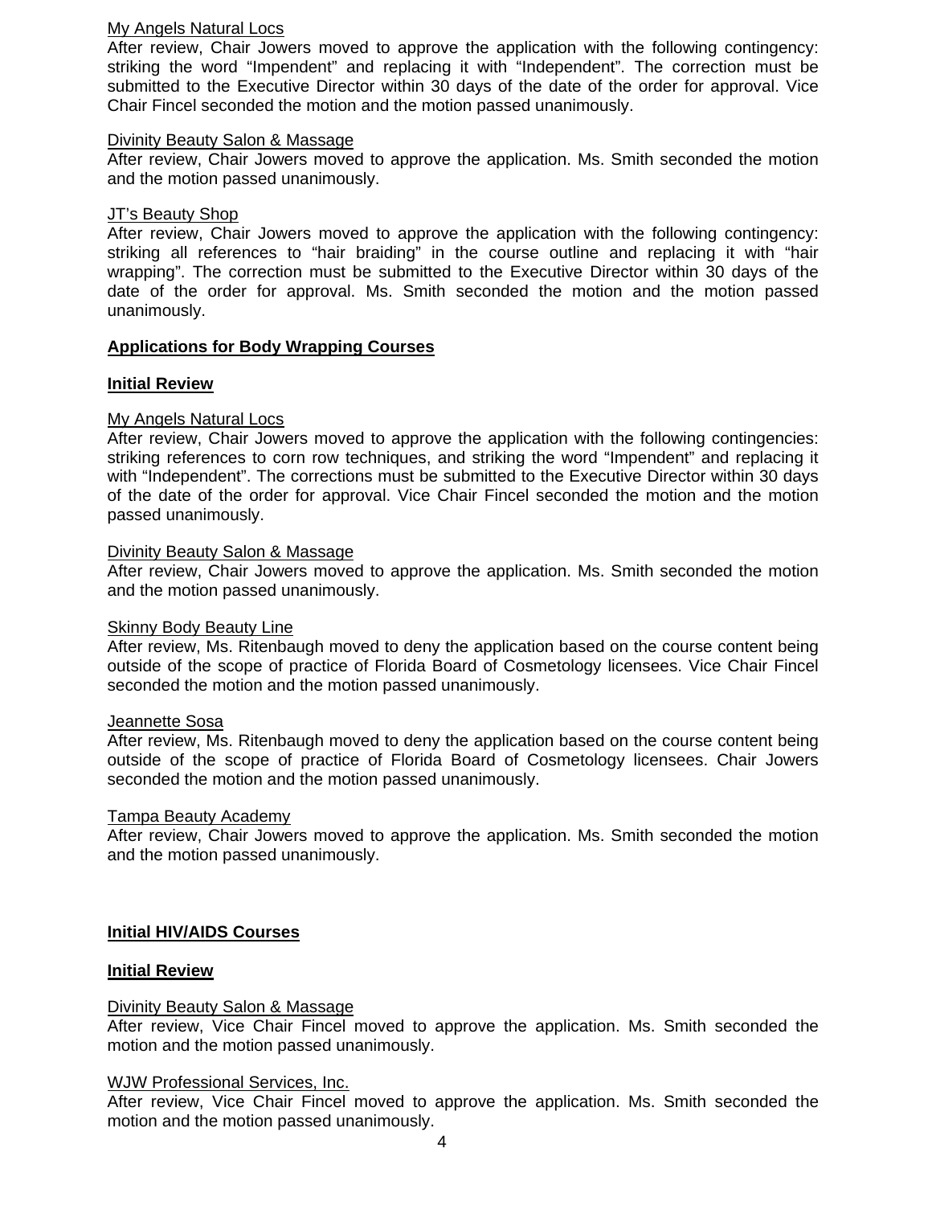My Angels Natural Locs

After review, Chair Jowers moved to approve the application with the following contingency: striking the word "Impendent" and replacing it with "Independent". The correction must be submitted to the Executive Director within 30 days of the date of the order for approval. Vice Chair Fincel seconded the motion and the motion passed unanimously.

Divinity Beauty Salon & Massage

After review, Chair Jowers moved to approve the application. Ms. Smith seconded the motion and the motion passed unanimously.

JT's Beauty Shop

After review, Chair Jowers moved to approve the application with the following contingency: striking all references to "hair braiding" in the course outline and replacing it with "hair wrapping". The correction must be submitted to the Executive Director within 30 days of the date of the order for approval. Ms. Smith seconded the motion and the motion passed unanimously.

**Applications for Body Wrapping Courses**

**Initial Review**

My Angels Natural Locs

After review, Chair Jowers moved to approve the application with the following contingencies: striking references to corn row techniques, and striking the word "Impendent" and replacing it with "Independent". The corrections must be submitted to the Executive Director within 30 days of the date of the order for approval. Vice Chair Fincel seconded the motion and the motion passed unanimously.

Divinity Beauty Salon & Massage

After review, Chair Jowers moved to approve the application. Ms. Smith seconded the motion and the motion passed unanimously.

Skinny Body Beauty Line

After review, Ms. Ritenbaugh moved to deny the application based on the course content being outside of the scope of practice of Florida Board of Cosmetology licensees. Vice Chair Fincel seconded the motion and the motion passed unanimously.

Jeannette Sosa

After review, Ms. Ritenbaugh moved to deny the application based on the course content being outside of the scope of practice of Florida Board of Cosmetology licensees. Chair Jowers seconded the motion and the motion passed unanimously.

Tampa Beauty Academy

After review, Chair Jowers moved to approve the application. Ms. Smith seconded the motion and the motion passed unanimously.

**Initial HIV/AIDS Courses**

**Initial Review**

Divinity Beauty Salon & Massage

After review, Vice Chair Fincel moved to approve the application. Ms. Smith seconded the motion and the motion passed unanimously.

WJW Professional Services, Inc.

After review, Vice Chair Fincel moved to approve the application. Ms. Smith seconded the motion and the motion passed unanimously.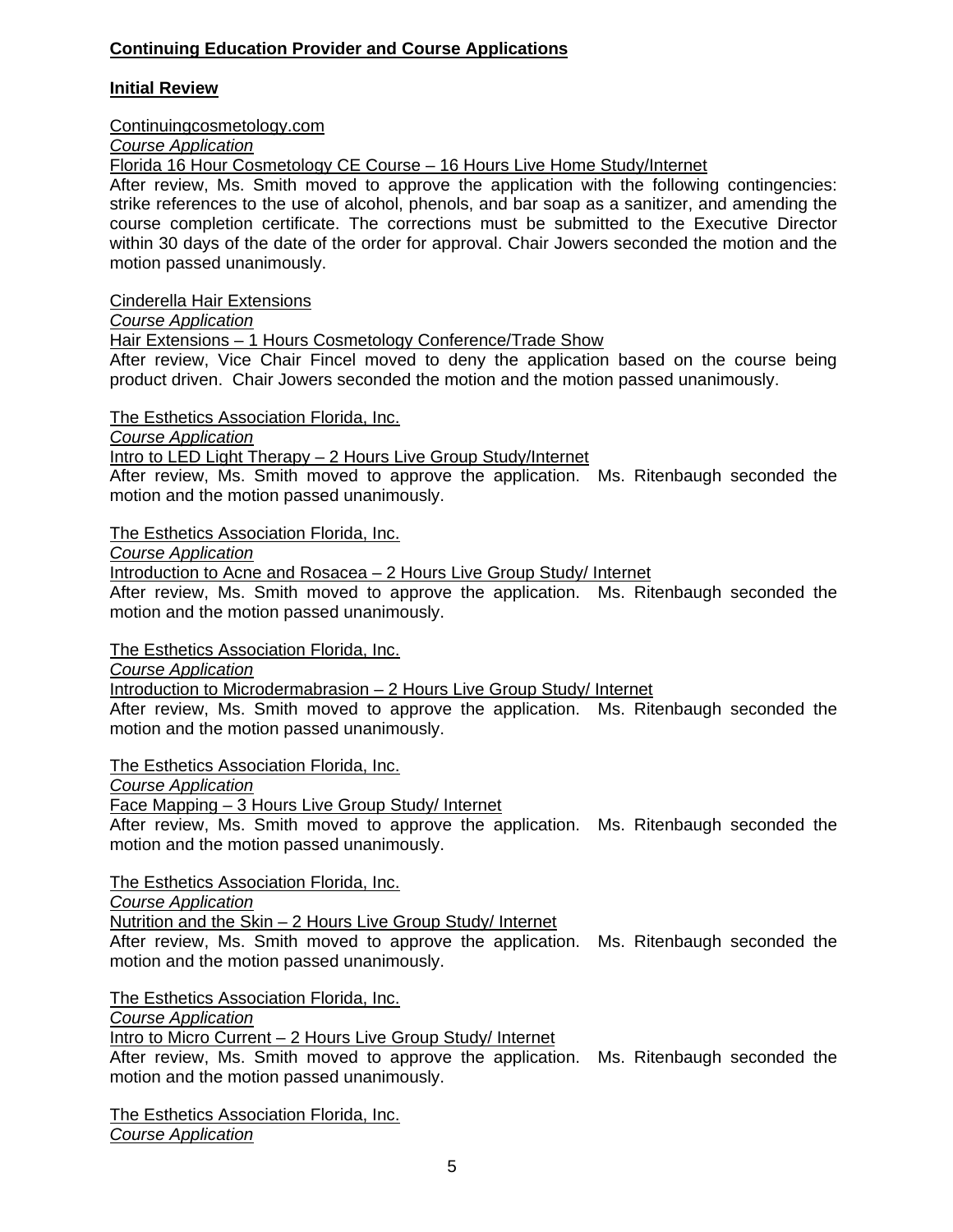**Continuing Education Provider and Course Applications**

**Initial Review**

Continuingcosmetology.com
*Course Application*
Florida 16 Hour Cosmetology CE Course – 16 Hours Live Home Study/Internet
After review, Ms. Smith moved to approve the application with the following contingencies: strike references to the use of alcohol, phenols, and bar soap as a sanitizer, and amending the course completion certificate. The corrections must be submitted to the Executive Director within 30 days of the date of the order for approval. Chair Jowers seconded the motion and the motion passed unanimously.

Cinderella Hair Extensions
*Course Application*
Hair Extensions – 1 Hours Cosmetology Conference/Trade Show
After review, Vice Chair Fincel moved to deny the application based on the course being product driven. Chair Jowers seconded the motion and the motion passed unanimously.

The Esthetics Association Florida, Inc.
*Course Application*
Intro to LED Light Therapy – 2 Hours Live Group Study/Internet
After review, Ms. Smith moved to approve the application. Ms. Ritenbaugh seconded the motion and the motion passed unanimously.

The Esthetics Association Florida, Inc.
*Course Application*
Introduction to Acne and Rosacea – 2 Hours Live Group Study/ Internet
After review, Ms. Smith moved to approve the application. Ms. Ritenbaugh seconded the motion and the motion passed unanimously.

The Esthetics Association Florida, Inc.
*Course Application*
Introduction to Microdermabrasion – 2 Hours Live Group Study/ Internet
After review, Ms. Smith moved to approve the application. Ms. Ritenbaugh seconded the motion and the motion passed unanimously.

The Esthetics Association Florida, Inc.
*Course Application*
Face Mapping – 3 Hours Live Group Study/ Internet
After review, Ms. Smith moved to approve the application. Ms. Ritenbaugh seconded the motion and the motion passed unanimously.

The Esthetics Association Florida, Inc.
*Course Application*
Nutrition and the Skin – 2 Hours Live Group Study/ Internet
After review, Ms. Smith moved to approve the application. Ms. Ritenbaugh seconded the motion and the motion passed unanimously.

The Esthetics Association Florida, Inc.
*Course Application*
Intro to Micro Current – 2 Hours Live Group Study/ Internet
After review, Ms. Smith moved to approve the application. Ms. Ritenbaugh seconded the motion and the motion passed unanimously.

The Esthetics Association Florida, Inc.
*Course Application*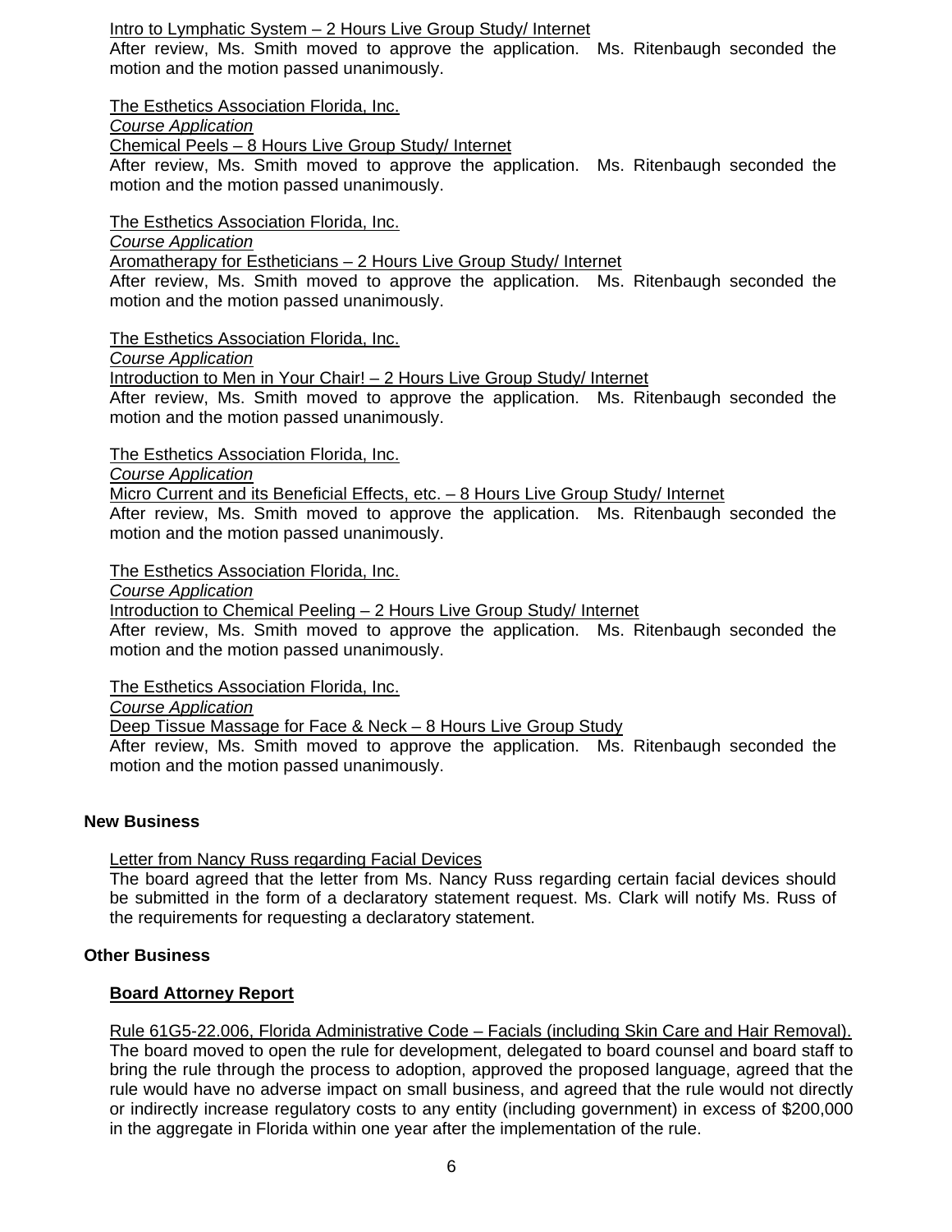Intro to Lymphatic System – 2 Hours Live Group Study/ Internet
After review, Ms. Smith moved to approve the application. Ms. Ritenbaugh seconded the motion and the motion passed unanimously.

The Esthetics Association Florida, Inc.
*Course Application*
Chemical Peels – 8 Hours Live Group Study/ Internet
After review, Ms. Smith moved to approve the application. Ms. Ritenbaugh seconded the motion and the motion passed unanimously.

The Esthetics Association Florida, Inc.
*Course Application*
Aromatherapy for Estheticians – 2 Hours Live Group Study/ Internet
After review, Ms. Smith moved to approve the application. Ms. Ritenbaugh seconded the motion and the motion passed unanimously.

The Esthetics Association Florida, Inc.
*Course Application*
Introduction to Men in Your Chair! – 2 Hours Live Group Study/ Internet
After review, Ms. Smith moved to approve the application. Ms. Ritenbaugh seconded the motion and the motion passed unanimously.

The Esthetics Association Florida, Inc.
*Course Application*
Micro Current and its Beneficial Effects, etc. – 8 Hours Live Group Study/ Internet
After review, Ms. Smith moved to approve the application. Ms. Ritenbaugh seconded the motion and the motion passed unanimously.

The Esthetics Association Florida, Inc.
*Course Application*
Introduction to Chemical Peeling – 2 Hours Live Group Study/ Internet
After review, Ms. Smith moved to approve the application. Ms. Ritenbaugh seconded the motion and the motion passed unanimously.

The Esthetics Association Florida, Inc.
*Course Application*
Deep Tissue Massage for Face & Neck – 8 Hours Live Group Study
After review, Ms. Smith moved to approve the application. Ms. Ritenbaugh seconded the motion and the motion passed unanimously.

## New Business

Letter from Nancy Russ regarding Facial Devices
The board agreed that the letter from Ms. Nancy Russ regarding certain facial devices should be submitted in the form of a declaratory statement request. Ms. Clark will notify Ms. Russ of the requirements for requesting a declaratory statement.

## Other Business

### Board Attorney Report

Rule 61G5-22.006, Florida Administrative Code – Facials (including Skin Care and Hair Removal).
The board moved to open the rule for development, delegated to board counsel and board staff to bring the rule through the process to adoption, approved the proposed language, agreed that the rule would have no adverse impact on small business, and agreed that the rule would not directly or indirectly increase regulatory costs to any entity (including government) in excess of $200,000 in the aggregate in Florida within one year after the implementation of the rule.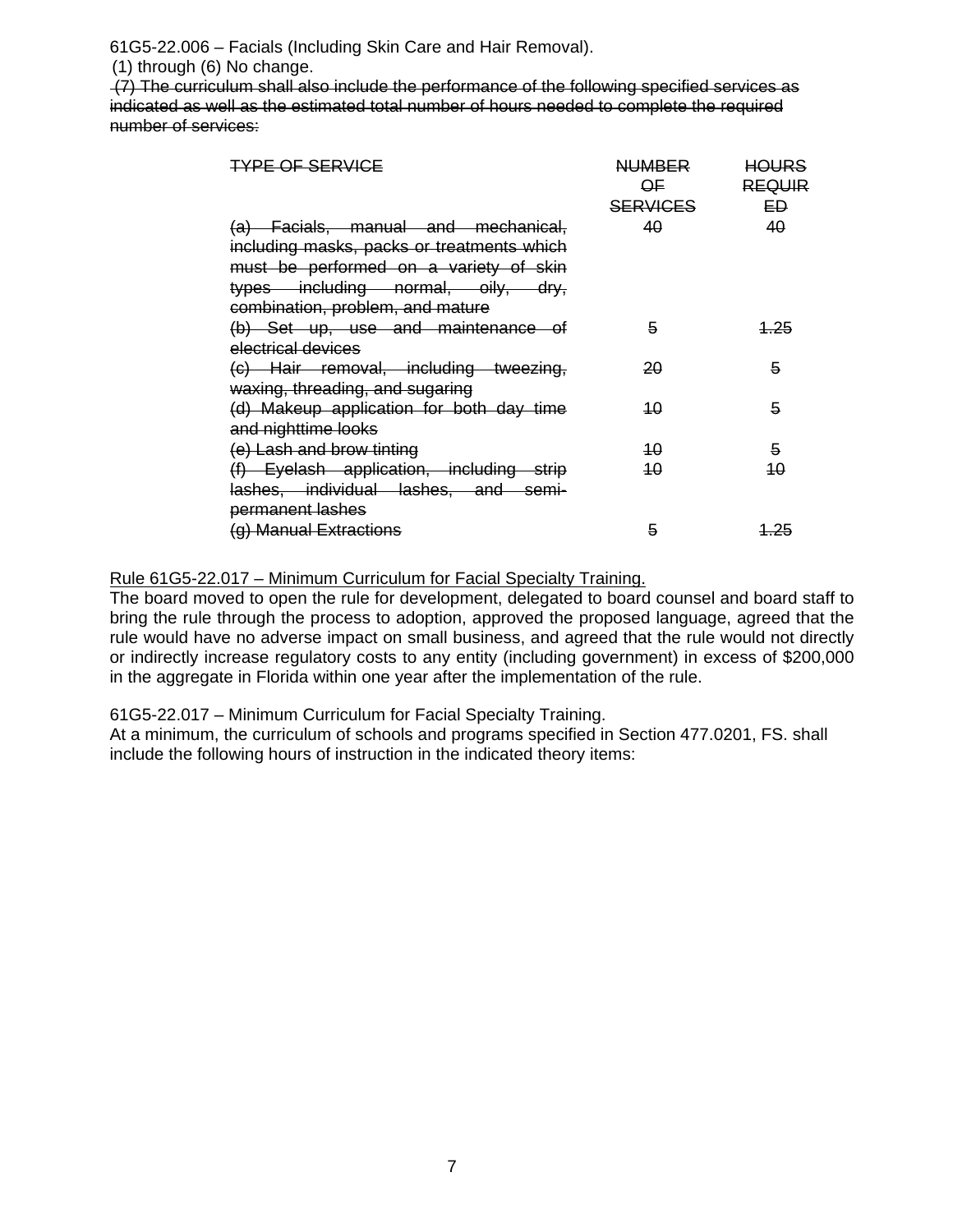61G5-22.006 – Facials (Including Skin Care and Hair Removal).

(1) through (6) No change.

~~(7) The curriculum shall also include the performance of the following specified services as indicated as well as the estimated total number of hours needed to complete the required number of services:~~

| ~~TYPE OF SERVICE~~ | ~~NUMBER OF SERVICES~~ | ~~HOURS REQUIRED~~ |
|---|---|---|
| ~~(a) Facials, manual and mechanical, including masks, packs or treatments which must be performed on a variety of skin types including normal, oily, dry, combination, problem, and mature~~ | ~~40~~ | ~~40~~ |
| ~~(b) Set up, use and maintenance of electrical devices~~ | ~~5~~ | ~~1.25~~ |
| ~~(c) Hair removal, including tweezing, waxing, threading, and sugaring~~ | ~~20~~ | ~~5~~ |
| ~~(d) Makeup application for both day time and nighttime looks~~ | ~~10~~ | ~~5~~ |
| ~~(e) Lash and brow tinting~~ | ~~10~~ | ~~5~~ |
| ~~(f) Eyelash application, including strip lashes, individual lashes, and semi-permanent lashes~~ | ~~10~~ | ~~10~~ |
| ~~(g) Manual Extractions~~ | ~~5~~ | ~~1.25~~ |

<u>Rule 61G5-22.017 – Minimum Curriculum for Facial Specialty Training.</u>

The board moved to open the rule for development, delegated to board counsel and board staff to bring the rule through the process to adoption, approved the proposed language, agreed that the rule would have no adverse impact on small business, and agreed that the rule would not directly or indirectly increase regulatory costs to any entity (including government) in excess of $200,000 in the aggregate in Florida within one year after the implementation of the rule.

61G5-22.017 – Minimum Curriculum for Facial Specialty Training.

At a minimum, the curriculum of schools and programs specified in Section 477.0201, FS. shall include the following hours of instruction in the indicated theory items: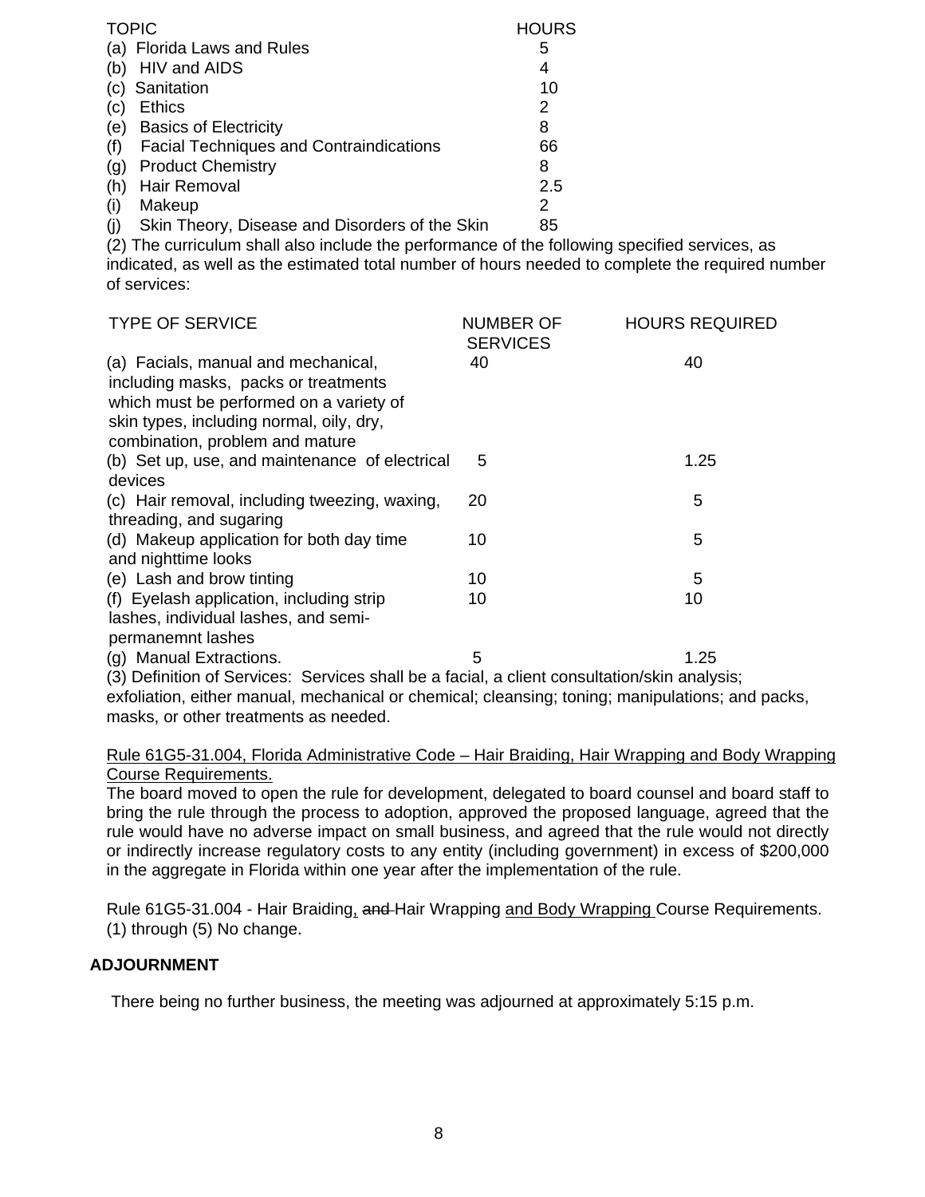| TOPIC | HOURS |
|---|---|
| (a) Florida Laws and Rules | 5 |
| (b) HIV and AIDS | 4 |
| (c) Sanitation | 10 |
| (c) Ethics | 2 |
| (e) Basics of Electricity | 8 |
| (f) Facial Techniques and Contraindications | 66 |
| (g) Product Chemistry | 8 |
| (h) Hair Removal | 2.5 |
| (i) Makeup | 2 |
| (j) Skin Theory, Disease and Disorders of the Skin | 85 |

(2) The curriculum shall also include the performance of the following specified services, as indicated, as well as the estimated total number of hours needed to complete the required number of services:

| TYPE OF SERVICE | NUMBER OF SERVICES | HOURS REQUIRED |
|---|---|---|
| (a) Facials, manual and mechanical, including masks, packs or treatments which must be performed on a variety of skin types, including normal, oily, dry, combination, problem and mature | 40 | 40 |
| (b) Set up, use, and maintenance of electrical devices | 5 | 1.25 |
| (c) Hair removal, including tweezing, waxing, threading, and sugaring | 20 | 5 |
| (d) Makeup application for both day time and nighttime looks | 10 | 5 |
| (e) Lash and brow tinting | 10 | 5 |
| (f) Eyelash application, including strip lashes, individual lashes, and semi-permanemnt lashes | 10 | 10 |
| (g) Manual Extractions. | 5 | 1.25 |

(3) Definition of Services: Services shall be a facial, a client consultation/skin analysis; exfoliation, either manual, mechanical or chemical; cleansing; toning; manipulations; and packs, masks, or other treatments as needed.

<u>Rule 61G5-31.004, Florida Administrative Code – Hair Braiding, Hair Wrapping and Body Wrapping Course Requirements.</u>

The board moved to open the rule for development, delegated to board counsel and board staff to bring the rule through the process to adoption, approved the proposed language, agreed that the rule would have no adverse impact on small business, and agreed that the rule would not directly or indirectly increase regulatory costs to any entity (including government) in excess of $200,000 in the aggregate in Florida within one year after the implementation of the rule.

Rule 61G5-31.004 - Hair Braiding<u>,</u> ~~and~~ Hair Wrapping <u>and Body Wrapping</u> Course Requirements.
(1) through (5) No change.

## ADJOURNMENT

There being no further business, the meeting was adjourned at approximately 5:15 p.m.